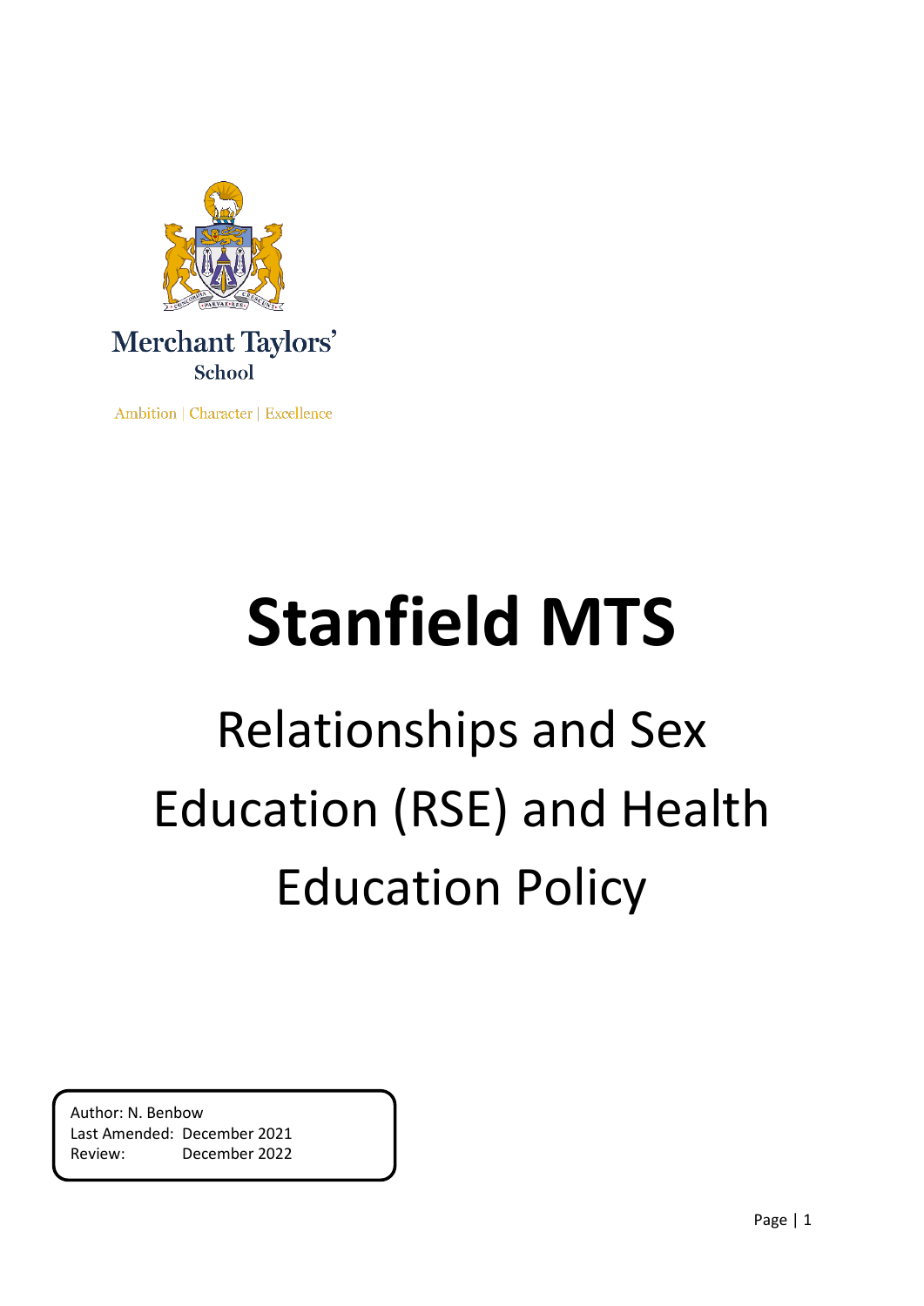Merchant Taylors' School

Ambition | Character | Excellence

# Stanfield MTS

## Relationships and Sex Education (RSE) and Health Education Policy

Author: N. Benbow
Last Amended: December 2021
Review: December 2022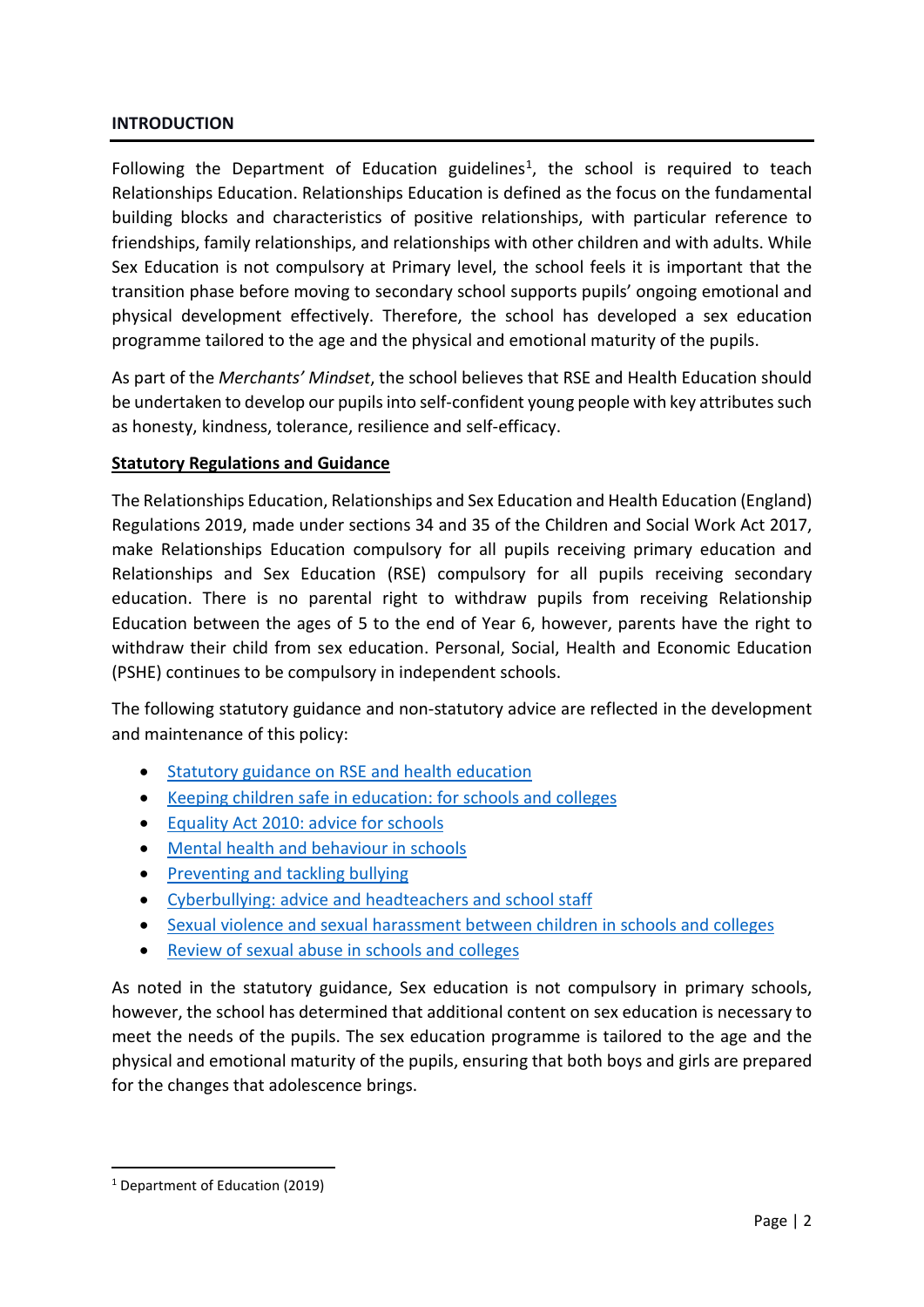## INTRODUCTION

Following the Department of Education guidelines[1], the school is required to teach Relationships Education. Relationships Education is defined as the focus on the fundamental building blocks and characteristics of positive relationships, with particular reference to friendships, family relationships, and relationships with other children and with adults. While Sex Education is not compulsory at Primary level, the school feels it is important that the transition phase before moving to secondary school supports pupils' ongoing emotional and physical development effectively. Therefore, the school has developed a sex education programme tailored to the age and the physical and emotional maturity of the pupils.

As part of the *Merchants' Mindset*, the school believes that RSE and Health Education should be undertaken to develop our pupils into self-confident young people with key attributes such as honesty, kindness, tolerance, resilience and self-efficacy.

**Statutory Regulations and Guidance**

The Relationships Education, Relationships and Sex Education and Health Education (England) Regulations 2019, made under sections 34 and 35 of the Children and Social Work Act 2017, make Relationships Education compulsory for all pupils receiving primary education and Relationships and Sex Education (RSE) compulsory for all pupils receiving secondary education. There is no parental right to withdraw pupils from receiving Relationship Education between the ages of 5 to the end of Year 6, however, parents have the right to withdraw their child from sex education. Personal, Social, Health and Economic Education (PSHE) continues to be compulsory in independent schools.

The following statutory guidance and non-statutory advice are reflected in the development and maintenance of this policy:

- Statutory guidance on RSE and health education
- Keeping children safe in education: for schools and colleges
- Equality Act 2010: advice for schools
- Mental health and behaviour in schools
- Preventing and tackling bullying
- Cyberbullying: advice and headteachers and school staff
- Sexual violence and sexual harassment between children in schools and colleges
- Review of sexual abuse in schools and colleges

As noted in the statutory guidance, Sex education is not compulsory in primary schools, however, the school has determined that additional content on sex education is necessary to meet the needs of the pupils. The sex education programme is tailored to the age and the physical and emotional maturity of the pupils, ensuring that both boys and girls are prepared for the changes that adolescence brings.

[1] Department of Education (2019)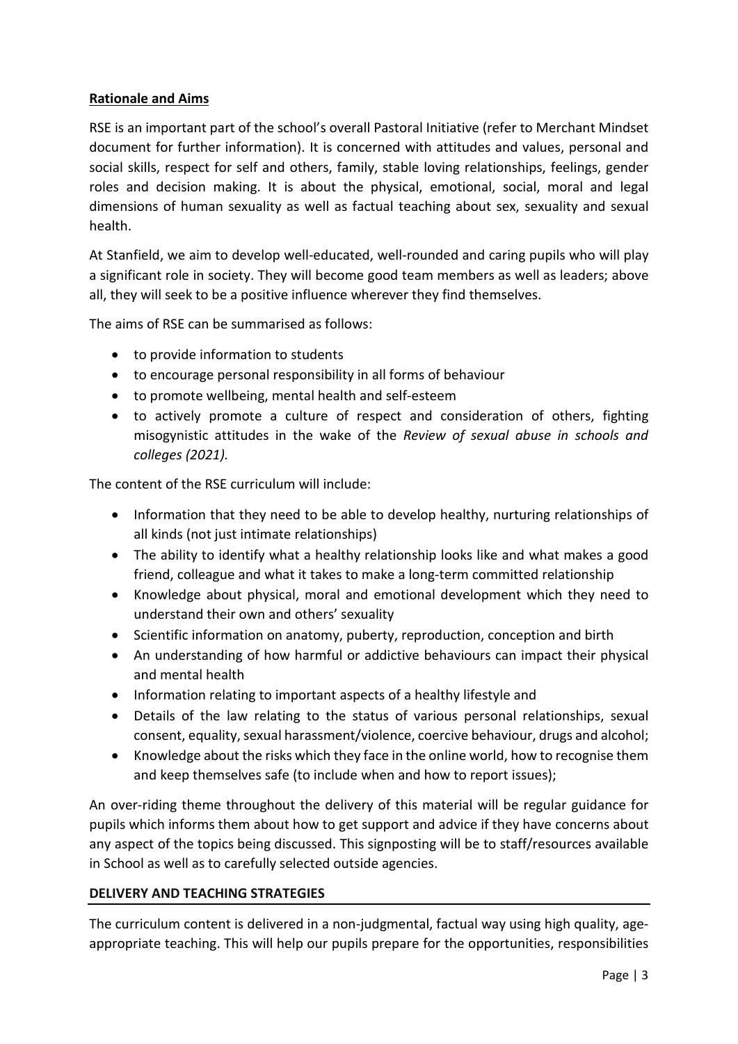**Rationale and Aims**

RSE is an important part of the school's overall Pastoral Initiative (refer to Merchant Mindset document for further information). It is concerned with attitudes and values, personal and social skills, respect for self and others, family, stable loving relationships, feelings, gender roles and decision making. It is about the physical, emotional, social, moral and legal dimensions of human sexuality as well as factual teaching about sex, sexuality and sexual health.

At Stanfield, we aim to develop well-educated, well-rounded and caring pupils who will play a significant role in society. They will become good team members as well as leaders; above all, they will seek to be a positive influence wherever they find themselves.

The aims of RSE can be summarised as follows:

- to provide information to students
- to encourage personal responsibility in all forms of behaviour
- to promote wellbeing, mental health and self-esteem
- to actively promote a culture of respect and consideration of others, fighting misogynistic attitudes in the wake of the *Review of sexual abuse in schools and colleges (2021).*

The content of the RSE curriculum will include:

- Information that they need to be able to develop healthy, nurturing relationships of all kinds (not just intimate relationships)
- The ability to identify what a healthy relationship looks like and what makes a good friend, colleague and what it takes to make a long-term committed relationship
- Knowledge about physical, moral and emotional development which they need to understand their own and others' sexuality
- Scientific information on anatomy, puberty, reproduction, conception and birth
- An understanding of how harmful or addictive behaviours can impact their physical and mental health
- Information relating to important aspects of a healthy lifestyle and
- Details of the law relating to the status of various personal relationships, sexual consent, equality, sexual harassment/violence, coercive behaviour, drugs and alcohol;
- Knowledge about the risks which they face in the online world, how to recognise them and keep themselves safe (to include when and how to report issues);

An over-riding theme throughout the delivery of this material will be regular guidance for pupils which informs them about how to get support and advice if they have concerns about any aspect of the topics being discussed. This signposting will be to staff/resources available in School as well as to carefully selected outside agencies.

**DELIVERY AND TEACHING STRATEGIES**

The curriculum content is delivered in a non-judgmental, factual way using high quality, age-appropriate teaching. This will help our pupils prepare for the opportunities, responsibilities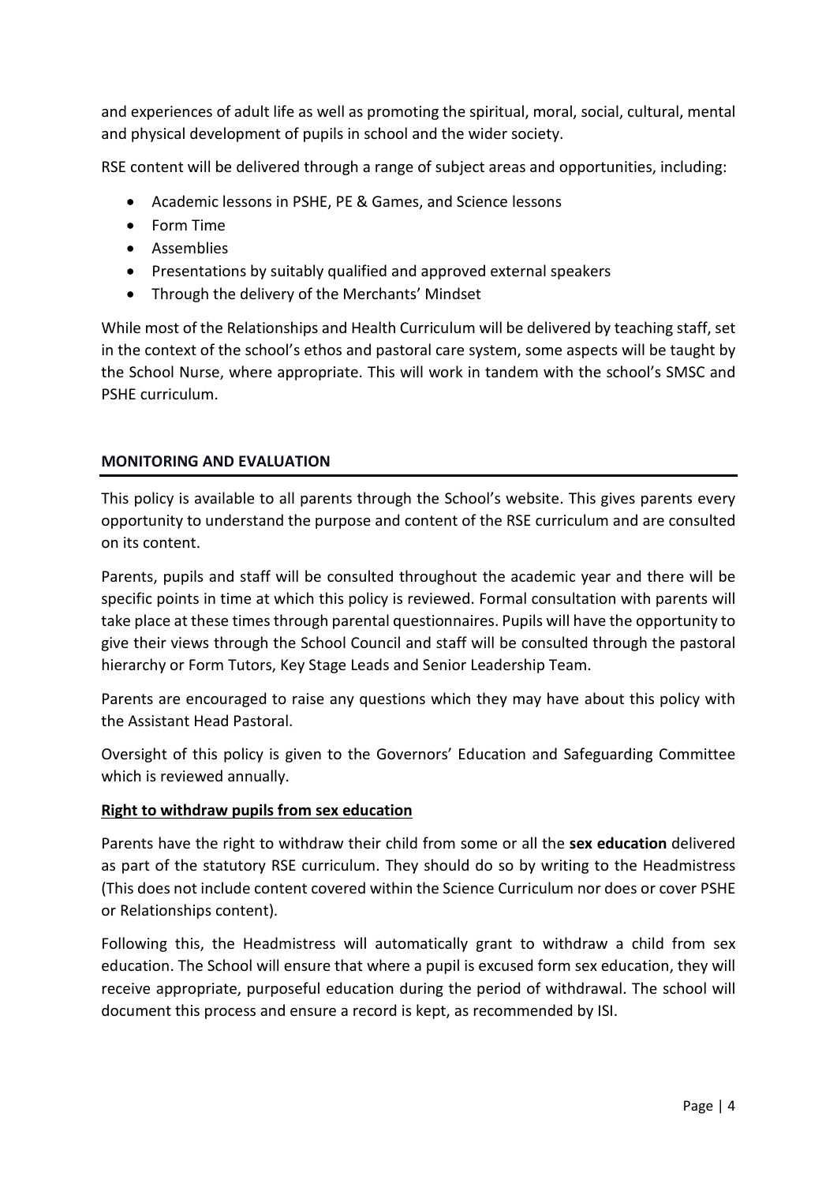and experiences of adult life as well as promoting the spiritual, moral, social, cultural, mental and physical development of pupils in school and the wider society.

RSE content will be delivered through a range of subject areas and opportunities, including:

- Academic lessons in PSHE, PE & Games, and Science lessons
- Form Time
- Assemblies
- Presentations by suitably qualified and approved external speakers
- Through the delivery of the Merchants' Mindset

While most of the Relationships and Health Curriculum will be delivered by teaching staff, set in the context of the school's ethos and pastoral care system, some aspects will be taught by the School Nurse, where appropriate. This will work in tandem with the school's SMSC and PSHE curriculum.

## MONITORING AND EVALUATION

This policy is available to all parents through the School's website. This gives parents every opportunity to understand the purpose and content of the RSE curriculum and are consulted on its content.

Parents, pupils and staff will be consulted throughout the academic year and there will be specific points in time at which this policy is reviewed. Formal consultation with parents will take place at these times through parental questionnaires. Pupils will have the opportunity to give their views through the School Council and staff will be consulted through the pastoral hierarchy or Form Tutors, Key Stage Leads and Senior Leadership Team.

Parents are encouraged to raise any questions which they may have about this policy with the Assistant Head Pastoral.

Oversight of this policy is given to the Governors' Education and Safeguarding Committee which is reviewed annually.

### Right to withdraw pupils from sex education

Parents have the right to withdraw their child from some or all the **sex education** delivered as part of the statutory RSE curriculum. They should do so by writing to the Headmistress (This does not include content covered within the Science Curriculum nor does or cover PSHE or Relationships content).

Following this, the Headmistress will automatically grant to withdraw a child from sex education. The School will ensure that where a pupil is excused form sex education, they will receive appropriate, purposeful education during the period of withdrawal. The school will document this process and ensure a record is kept, as recommended by ISI.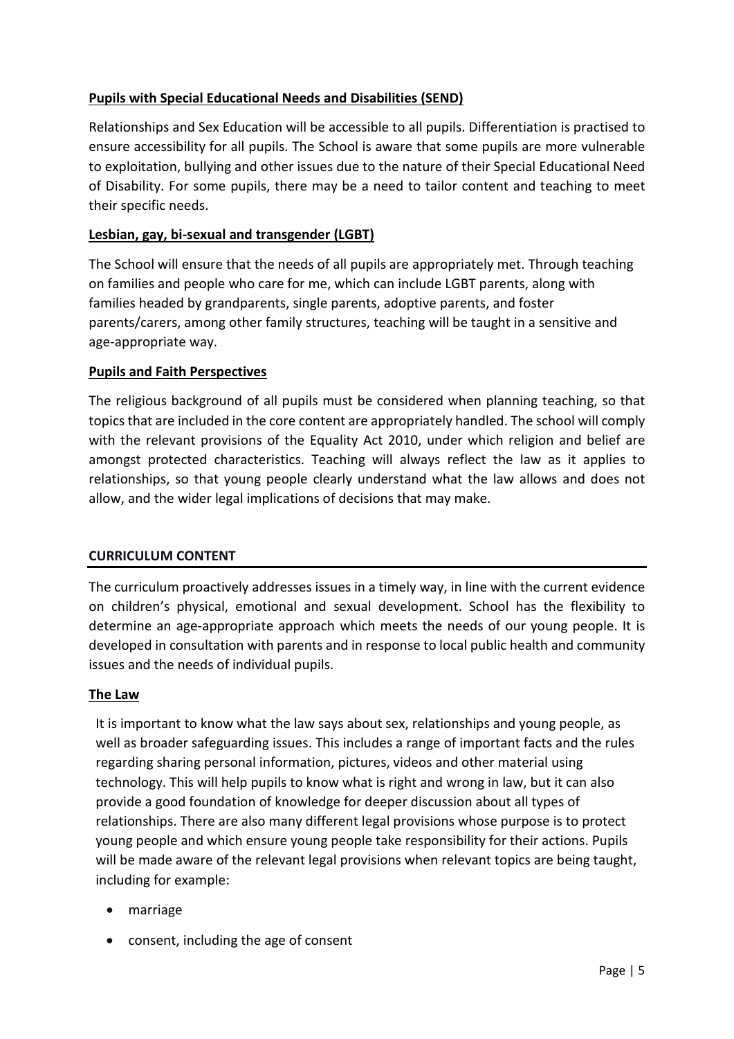### Pupils with Special Educational Needs and Disabilities (SEND)

Relationships and Sex Education will be accessible to all pupils. Differentiation is practised to ensure accessibility for all pupils. The School is aware that some pupils are more vulnerable to exploitation, bullying and other issues due to the nature of their Special Educational Need of Disability. For some pupils, there may be a need to tailor content and teaching to meet their specific needs.

### Lesbian, gay, bi-sexual and transgender (LGBT)

The School will ensure that the needs of all pupils are appropriately met. Through teaching on families and people who care for me, which can include LGBT parents, along with families headed by grandparents, single parents, adoptive parents, and foster parents/carers, among other family structures, teaching will be taught in a sensitive and age-appropriate way.

### Pupils and Faith Perspectives

The religious background of all pupils must be considered when planning teaching, so that topics that are included in the core content are appropriately handled. The school will comply with the relevant provisions of the Equality Act 2010, under which religion and belief are amongst protected characteristics. Teaching will always reflect the law as it applies to relationships, so that young people clearly understand what the law allows and does not allow, and the wider legal implications of decisions that may make.

## CURRICULUM CONTENT

The curriculum proactively addresses issues in a timely way, in line with the current evidence on children's physical, emotional and sexual development. School has the flexibility to determine an age-appropriate approach which meets the needs of our young people. It is developed in consultation with parents and in response to local public health and community issues and the needs of individual pupils.

### The Law

It is important to know what the law says about sex, relationships and young people, as well as broader safeguarding issues. This includes a range of important facts and the rules regarding sharing personal information, pictures, videos and other material using technology. This will help pupils to know what is right and wrong in law, but it can also provide a good foundation of knowledge for deeper discussion about all types of relationships. There are also many different legal provisions whose purpose is to protect young people and which ensure young people take responsibility for their actions. Pupils will be made aware of the relevant legal provisions when relevant topics are being taught, including for example:

- marriage
- consent, including the age of consent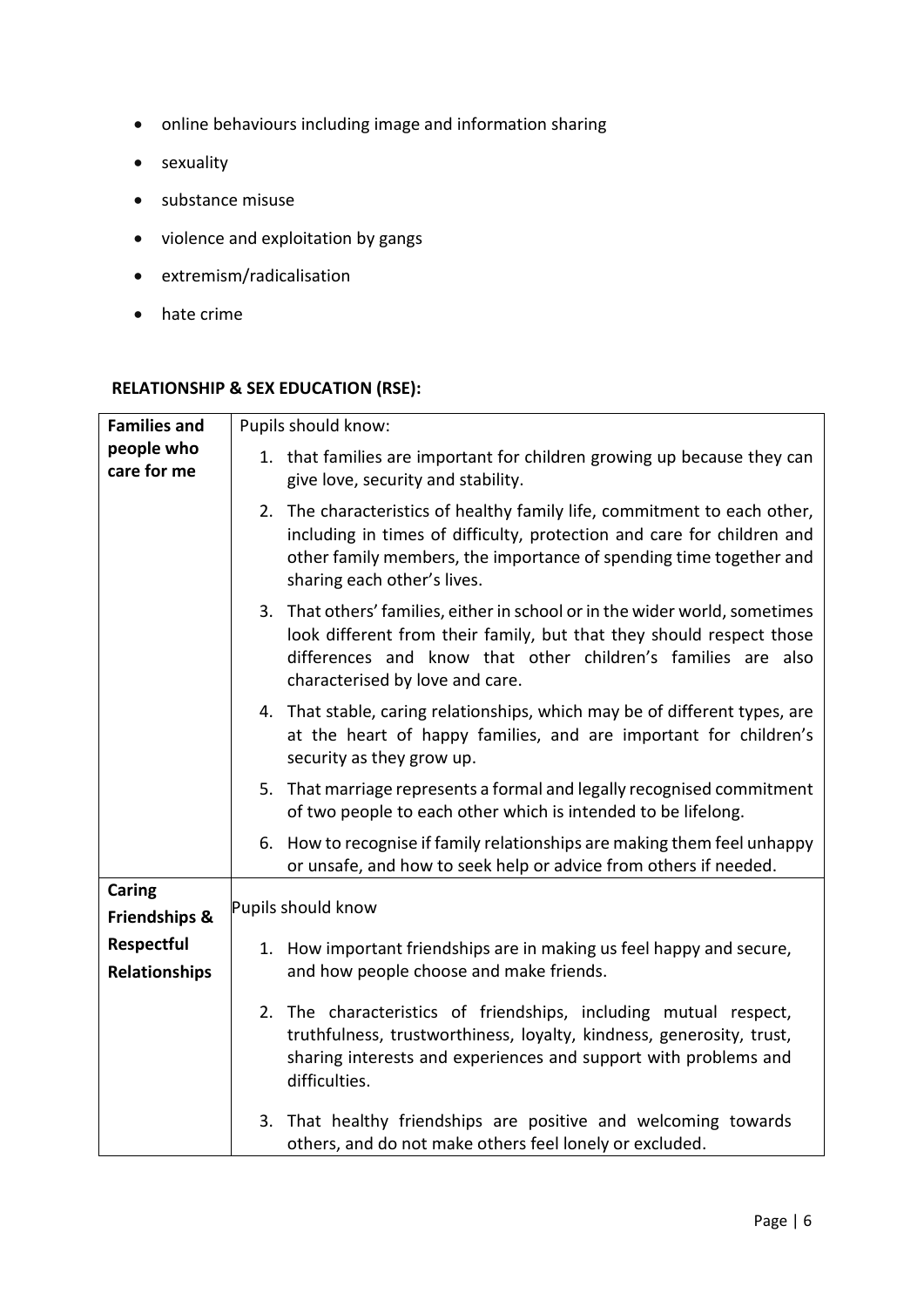- online behaviours including image and information sharing
- sexuality
- substance misuse
- violence and exploitation by gangs
- extremism/radicalisation
- hate crime

**RELATIONSHIP & SEX EDUCATION (RSE):**

| | |
|---|---|
| **Families and people who care for me** | Pupils should know:<br>1. that families are important for children growing up because they can give love, security and stability.<br>2. The characteristics of healthy family life, commitment to each other, including in times of difficulty, protection and care for children and other family members, the importance of spending time together and sharing each other's lives.<br>3. That others' families, either in school or in the wider world, sometimes look different from their family, but that they should respect those differences and know that other children's families are also characterised by love and care.<br>4. That stable, caring relationships, which may be of different types, are at the heart of happy families, and are important for children's security as they grow up.<br>5. That marriage represents a formal and legally recognised commitment of two people to each other which is intended to be lifelong.<br>6. How to recognise if family relationships are making them feel unhappy or unsafe, and how to seek help or advice from others if needed. |
| **Caring Friendships & Respectful Relationships** | Pupils should know<br>1. How important friendships are in making us feel happy and secure, and how people choose and make friends.<br>2. The characteristics of friendships, including mutual respect, truthfulness, trustworthiness, loyalty, kindness, generosity, trust, sharing interests and experiences and support with problems and difficulties.<br>3. That healthy friendships are positive and welcoming towards others, and do not make others feel lonely or excluded. |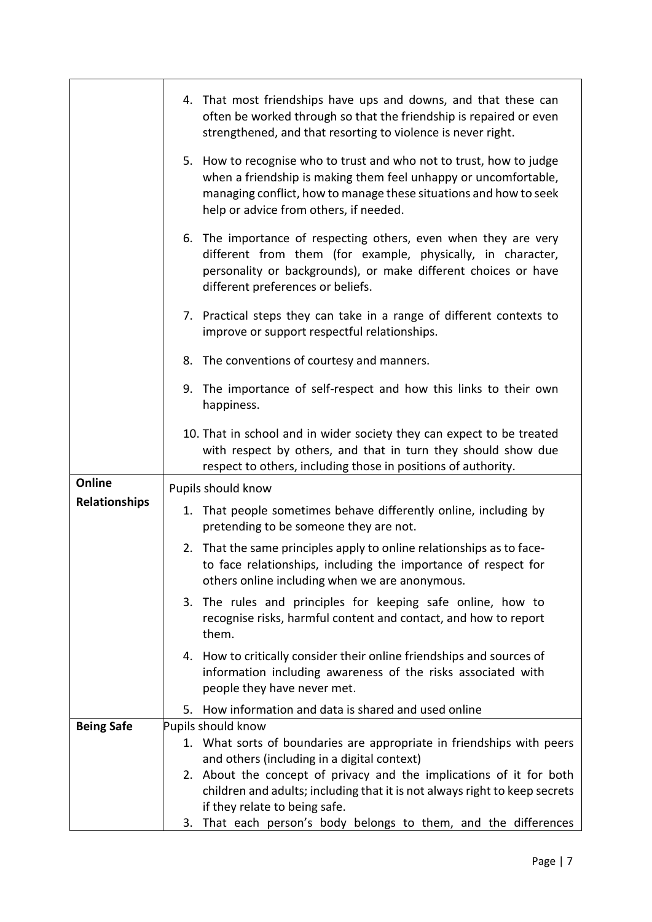| | |
|---|---|
| | 4. That most friendships have ups and downs, and that these can often be worked through so that the friendship is repaired or even strengthened, and that resorting to violence is never right.<br><br>5. How to recognise who to trust and who not to trust, how to judge when a friendship is making them feel unhappy or uncomfortable, managing conflict, how to manage these situations and how to seek help or advice from others, if needed.<br><br>6. The importance of respecting others, even when they are very different from them (for example, physically, in character, personality or backgrounds), or make different choices or have different preferences or beliefs.<br><br>7. Practical steps they can take in a range of different contexts to improve or support respectful relationships.<br><br>8. The conventions of courtesy and manners.<br><br>9. The importance of self-respect and how this links to their own happiness.<br><br>10. That in school and in wider society they can expect to be treated with respect by others, and that in turn they should show due respect to others, including those in positions of authority. |
| **Online Relationships** | Pupils should know<br><br>1. That people sometimes behave differently online, including by pretending to be someone they are not.<br><br>2. That the same principles apply to online relationships as to face-to face relationships, including the importance of respect for others online including when we are anonymous.<br><br>3. The rules and principles for keeping safe online, how to recognise risks, harmful content and contact, and how to report them.<br><br>4. How to critically consider their online friendships and sources of information including awareness of the risks associated with people they have never met.<br><br>5. How information and data is shared and used online |
| **Being Safe** | Pupils should know<br>1. What sorts of boundaries are appropriate in friendships with peers and others (including in a digital context)<br>2. About the concept of privacy and the implications of it for both children and adults; including that it is not always right to keep secrets if they relate to being safe.<br>3. That each person's body belongs to them, and the differences |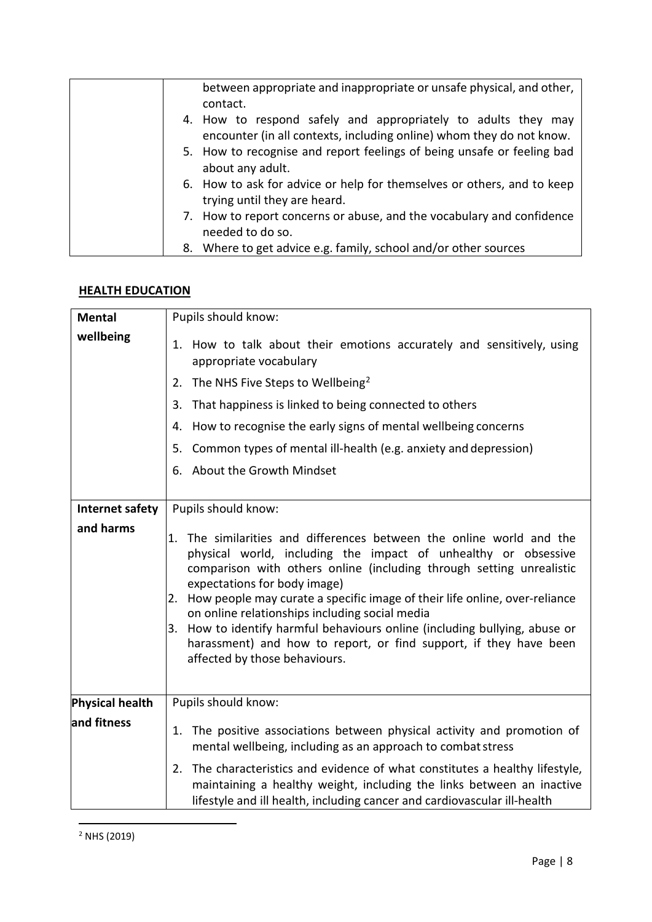| | |
|---|---|
| | between appropriate and inappropriate or unsafe physical, and other, contact.<br>4. How to respond safely and appropriately to adults they may encounter (in all contexts, including online) whom they do not know.<br>5. How to recognise and report feelings of being unsafe or feeling bad about any adult.<br>6. How to ask for advice or help for themselves or others, and to keep trying until they are heard.<br>7. How to report concerns or abuse, and the vocabulary and confidence needed to do so.<br>8. Where to get advice e.g. family, school and/or other sources |

## HEALTH EDUCATION

| | |
|---|---|
| **Mental wellbeing** | Pupils should know:<br>1. How to talk about their emotions accurately and sensitively, using appropriate vocabulary<br>2. The NHS Five Steps to Wellbeing[2]<br>3. That happiness is linked to being connected to others<br>4. How to recognise the early signs of mental wellbeing concerns<br>5. Common types of mental ill-health (e.g. anxiety and depression)<br>6. About the Growth Mindset |
| **Internet safety and harms** | Pupils should know:<br>1. The similarities and differences between the online world and the physical world, including the impact of unhealthy or obsessive comparison with others online (including through setting unrealistic expectations for body image)<br>2. How people may curate a specific image of their life online, over-reliance on online relationships including social media<br>3. How to identify harmful behaviours online (including bullying, abuse or harassment) and how to report, or find support, if they have been affected by those behaviours. |
| **Physical health and fitness** | Pupils should know:<br>1. The positive associations between physical activity and promotion of mental wellbeing, including as an approach to combat stress<br>2. The characteristics and evidence of what constitutes a healthy lifestyle, maintaining a healthy weight, including the links between an inactive lifestyle and ill health, including cancer and cardiovascular ill-health |

[2] NHS (2019)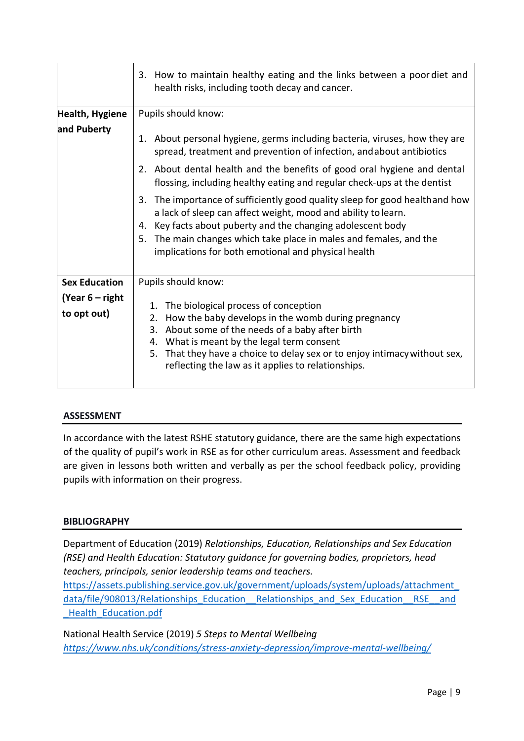| | |
|---|---|
| | 3. How to maintain healthy eating and the links between a poor diet and health risks, including tooth decay and cancer. |
| **Health, Hygiene and Puberty** | Pupils should know:<br><br>1. About personal hygiene, germs including bacteria, viruses, how they are spread, treatment and prevention of infection, and about antibiotics<br>2. About dental health and the benefits of good oral hygiene and dental flossing, including healthy eating and regular check-ups at the dentist<br>3. The importance of sufficiently good quality sleep for good health and how a lack of sleep can affect weight, mood and ability to learn.<br>4. Key facts about puberty and the changing adolescent body<br>5. The main changes which take place in males and females, and the implications for both emotional and physical health |
| **Sex Education (Year 6 – right to opt out)** | Pupils should know:<br><br>1. The biological process of conception<br>2. How the baby develops in the womb during pregnancy<br>3. About some of the needs of a baby after birth<br>4. What is meant by the legal term consent<br>5. That they have a choice to delay sex or to enjoy intimacy without sex, reflecting the law as it applies to relationships. |

## ASSESSMENT

In accordance with the latest RSHE statutory guidance, there are the same high expectations of the quality of pupil's work in RSE as for other curriculum areas. Assessment and feedback are given in lessons both written and verbally as per the school feedback policy, providing pupils with information on their progress.

## BIBLIOGRAPHY

Department of Education (2019) *Relationships, Education, Relationships and Sex Education (RSE) and Health Education: Statutory guidance for governing bodies, proprietors, head teachers, principals, senior leadership teams and teachers.*
https://assets.publishing.service.gov.uk/government/uploads/system/uploads/attachment_data/file/908013/Relationships_Education__Relationships_and_Sex_Education__RSE__and_Health_Education.pdf

National Health Service (2019) *5 Steps to Mental Wellbeing*
*https://www.nhs.uk/conditions/stress-anxiety-depression/improve-mental-wellbeing/*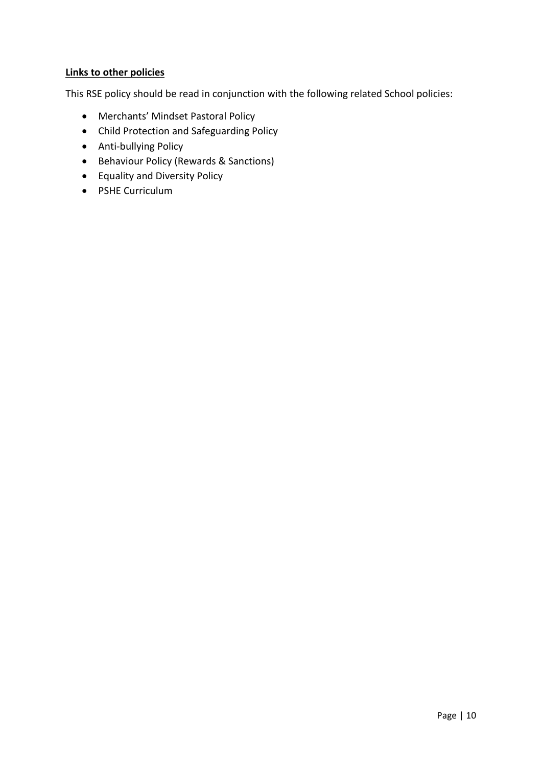**Links to other policies**

This RSE policy should be read in conjunction with the following related School policies:

- Merchants' Mindset Pastoral Policy
- Child Protection and Safeguarding Policy
- Anti-bullying Policy
- Behaviour Policy (Rewards & Sanctions)
- Equality and Diversity Policy
- PSHE Curriculum